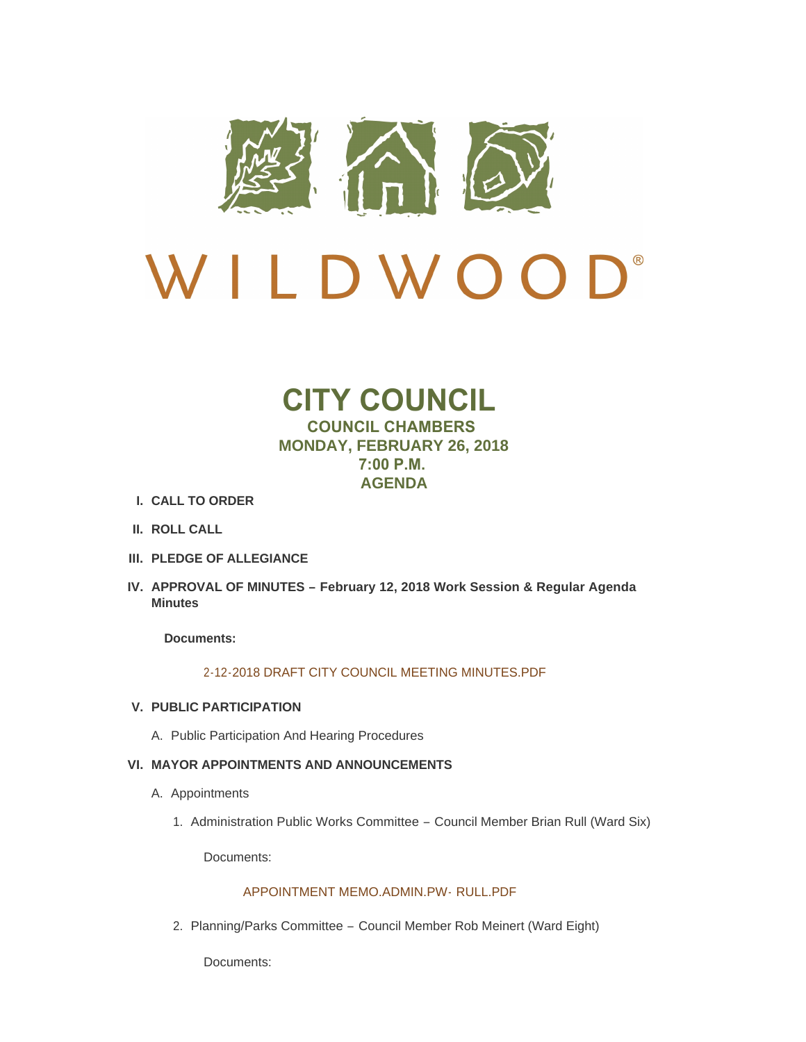WILDWOOD®

# CITY COUNCIL

## COUNCIL CHAMBERS
## MONDAY, FEBRUARY 26, 2018
## 7:00 P.M.
## AGENDA

**I. CALL TO ORDER**

**II. ROLL CALL**

**III. PLEDGE OF ALLEGIANCE**

**IV. APPROVAL OF MINUTES – February 12, 2018 Work Session & Regular Agenda Minutes**

**Documents:**

2-12-2018 DRAFT CITY COUNCIL MEETING MINUTES.PDF

**V. PUBLIC PARTICIPATION**

A. Public Participation And Hearing Procedures

**VI. MAYOR APPOINTMENTS AND ANNOUNCEMENTS**

A. Appointments

1. Administration Public Works Committee – Council Member Brian Rull (Ward Six)

Documents:

APPOINTMENT MEMO.ADMIN.PW- RULL.PDF

2. Planning/Parks Committee – Council Member Rob Meinert (Ward Eight)

Documents: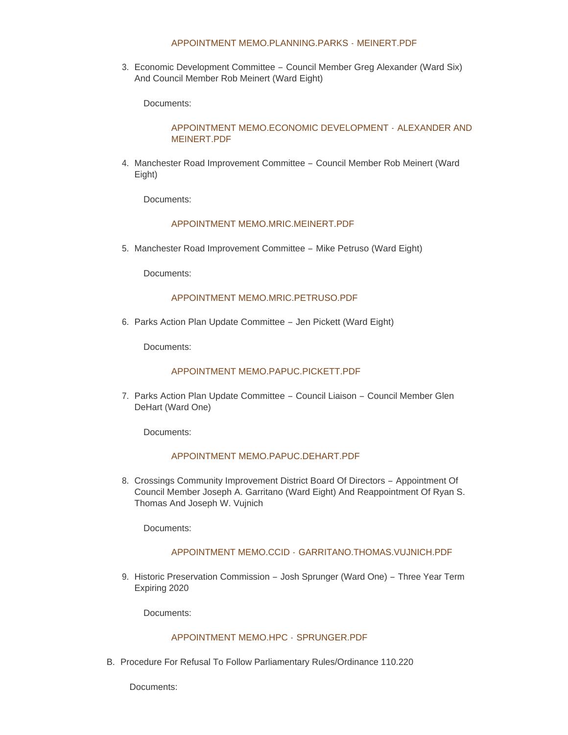APPOINTMENT MEMO.PLANNING.PARKS - MEINERT.PDF

3. Economic Development Committee – Council Member Greg Alexander (Ward Six) And Council Member Rob Meinert (Ward Eight)

   Documents:

   APPOINTMENT MEMO.ECONOMIC DEVELOPMENT - ALEXANDER AND MEINERT.PDF

4. Manchester Road Improvement Committee – Council Member Rob Meinert (Ward Eight)

   Documents:

   APPOINTMENT MEMO.MRIC.MEINERT.PDF

5. Manchester Road Improvement Committee – Mike Petruso (Ward Eight)

   Documents:

   APPOINTMENT MEMO.MRIC.PETRUSO.PDF

6. Parks Action Plan Update Committee – Jen Pickett (Ward Eight)

   Documents:

   APPOINTMENT MEMO.PAPUC.PICKETT.PDF

7. Parks Action Plan Update Committee – Council Liaison – Council Member Glen DeHart (Ward One)

   Documents:

   APPOINTMENT MEMO.PAPUC.DEHART.PDF

8. Crossings Community Improvement District Board Of Directors – Appointment Of Council Member Joseph A. Garritano (Ward Eight) And Reappointment Of Ryan S. Thomas And Joseph W. Vujnich

   Documents:

   APPOINTMENT MEMO.CCID - GARRITANO.THOMAS.VUJNICH.PDF

9. Historic Preservation Commission – Josh Sprunger (Ward One) – Three Year Term Expiring 2020

   Documents:

   APPOINTMENT MEMO.HPC - SPRUNGER.PDF

B. Procedure For Refusal To Follow Parliamentary Rules/Ordinance 110.220

   Documents: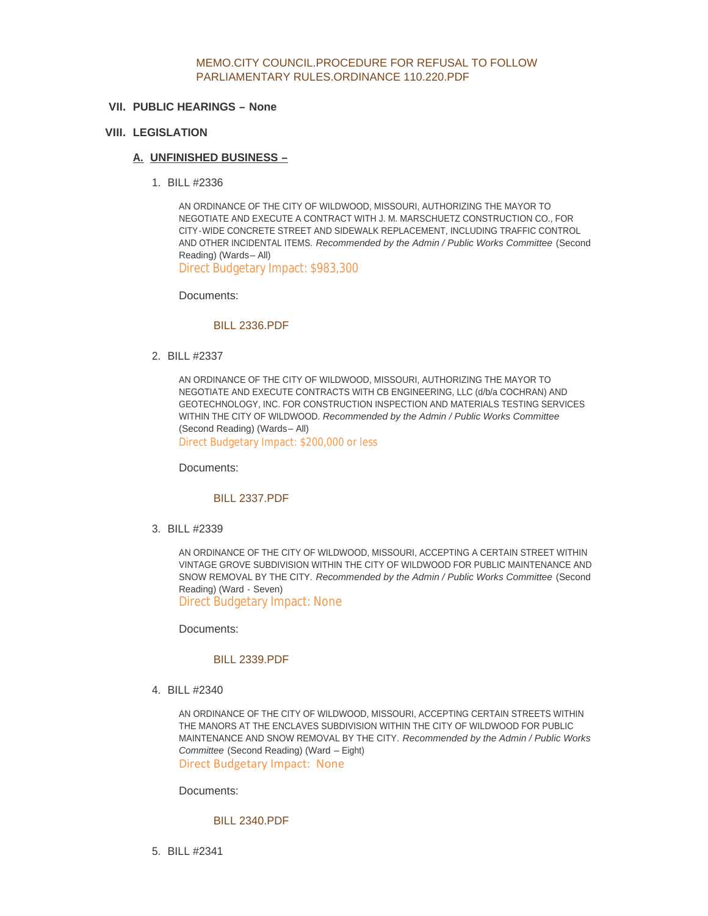MEMO.CITY COUNCIL.PROCEDURE FOR REFUSAL TO FOLLOW PARLIAMENTARY RULES.ORDINANCE 110.220.PDF

## VII. PUBLIC HEARINGS – None

## VIII. LEGISLATION

### A. UNFINISHED BUSINESS –

1. BILL #2336

   AN ORDINANCE OF THE CITY OF WILDWOOD, MISSOURI, AUTHORIZING THE MAYOR TO NEGOTIATE AND EXECUTE A CONTRACT WITH J. M. MARSCHUETZ CONSTRUCTION CO., FOR CITY-WIDE CONCRETE STREET AND SIDEWALK REPLACEMENT, INCLUDING TRAFFIC CONTROL AND OTHER INCIDENTAL ITEMS. *Recommended by the Admin / Public Works Committee* (Second Reading) (Wards– All)
   
   Direct Budgetary Impact: $983,300

   Documents:

   BILL 2336.PDF

2. BILL #2337

   AN ORDINANCE OF THE CITY OF WILDWOOD, MISSOURI, AUTHORIZING THE MAYOR TO NEGOTIATE AND EXECUTE CONTRACTS WITH CB ENGINEERING, LLC (d/b/a COCHRAN) AND GEOTECHNOLOGY, INC. FOR CONSTRUCTION INSPECTION AND MATERIALS TESTING SERVICES WITHIN THE CITY OF WILDWOOD. *Recommended by the Admin / Public Works Committee* (Second Reading) (Wards– All)
   
   Direct Budgetary Impact: $200,000 or less

   Documents:

   BILL 2337.PDF

3. BILL #2339

   AN ORDINANCE OF THE CITY OF WILDWOOD, MISSOURI, ACCEPTING A CERTAIN STREET WITHIN VINTAGE GROVE SUBDIVISION WITHIN THE CITY OF WILDWOOD FOR PUBLIC MAINTENANCE AND SNOW REMOVAL BY THE CITY. *Recommended by the Admin / Public Works Committee* (Second Reading) (Ward - Seven)
   
   Direct Budgetary Impact: None

   Documents:

   BILL 2339.PDF

4. BILL #2340

   AN ORDINANCE OF THE CITY OF WILDWOOD, MISSOURI, ACCEPTING CERTAIN STREETS WITHIN THE MANORS AT THE ENCLAVES SUBDIVISION WITHIN THE CITY OF WILDWOOD FOR PUBLIC MAINTENANCE AND SNOW REMOVAL BY THE CITY. *Recommended by the Admin / Public Works Committee* (Second Reading) (Ward – Eight)
   
   Direct Budgetary Impact: None

   Documents:

   BILL 2340.PDF

5. BILL #2341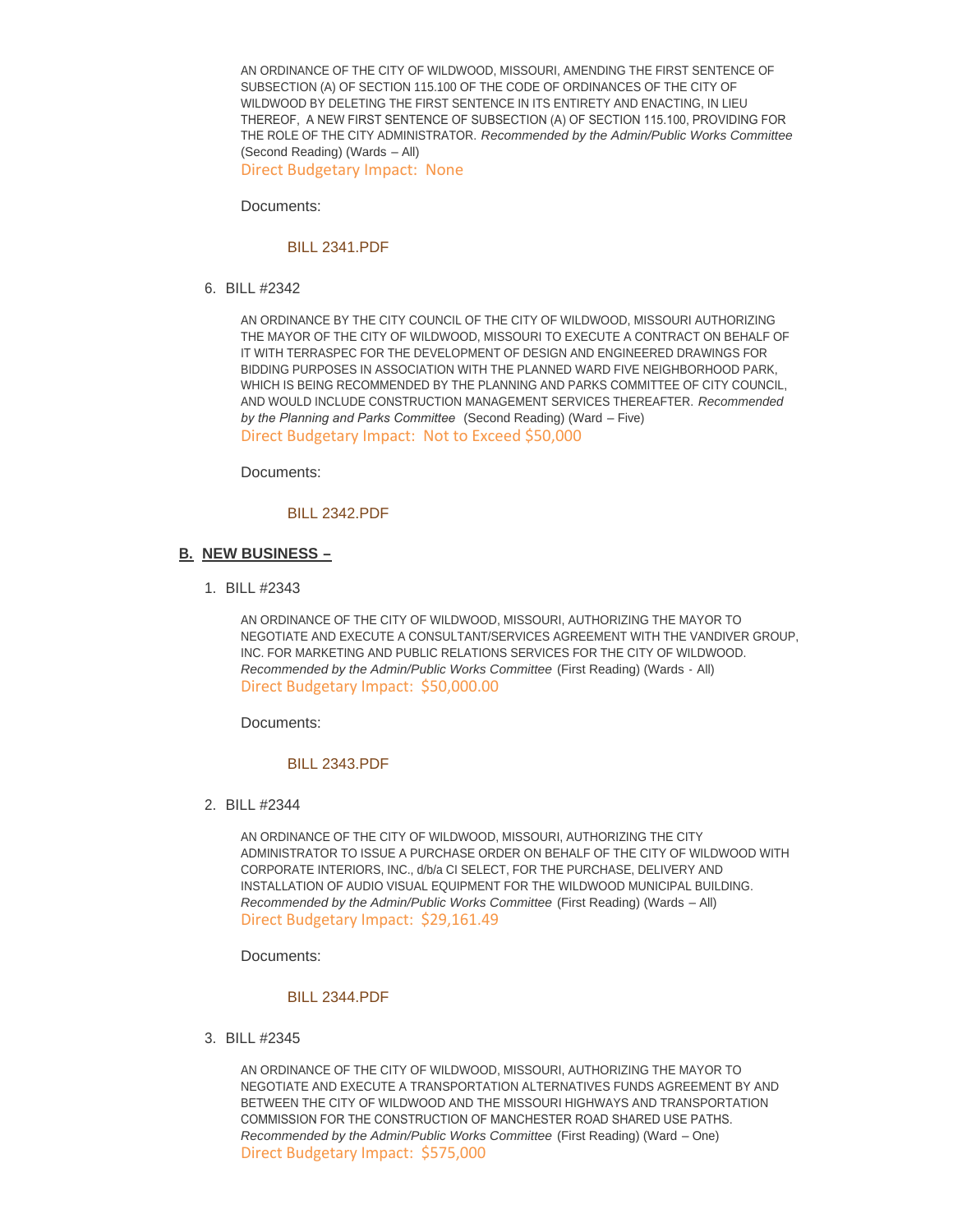AN ORDINANCE OF THE CITY OF WILDWOOD, MISSOURI, AMENDING THE FIRST SENTENCE OF SUBSECTION (A) OF SECTION 115.100 OF THE CODE OF ORDINANCES OF THE CITY OF WILDWOOD BY DELETING THE FIRST SENTENCE IN ITS ENTIRETY AND ENACTING, IN LIEU THEREOF, A NEW FIRST SENTENCE OF SUBSECTION (A) OF SECTION 115.100, PROVIDING FOR THE ROLE OF THE CITY ADMINISTRATOR. *Recommended by the Admin/Public Works Committee* (Second Reading) (Wards – All)

Direct Budgetary Impact: None

Documents:

BILL 2341.PDF

6. BILL #2342

AN ORDINANCE BY THE CITY COUNCIL OF THE CITY OF WILDWOOD, MISSOURI AUTHORIZING THE MAYOR OF THE CITY OF WILDWOOD, MISSOURI TO EXECUTE A CONTRACT ON BEHALF OF IT WITH TERRASPEC FOR THE DEVELOPMENT OF DESIGN AND ENGINEERED DRAWINGS FOR BIDDING PURPOSES IN ASSOCIATION WITH THE PLANNED WARD FIVE NEIGHBORHOOD PARK, WHICH IS BEING RECOMMENDED BY THE PLANNING AND PARKS COMMITTEE OF CITY COUNCIL, AND WOULD INCLUDE CONSTRUCTION MANAGEMENT SERVICES THEREAFTER. *Recommended by the Planning and Parks Committee* (Second Reading) (Ward – Five)

Direct Budgetary Impact: Not to Exceed $50,000

Documents:

BILL 2342.PDF

## B. NEW BUSINESS –

1. BILL #2343

AN ORDINANCE OF THE CITY OF WILDWOOD, MISSOURI, AUTHORIZING THE MAYOR TO NEGOTIATE AND EXECUTE A CONSULTANT/SERVICES AGREEMENT WITH THE VANDIVER GROUP, INC. FOR MARKETING AND PUBLIC RELATIONS SERVICES FOR THE CITY OF WILDWOOD. *Recommended by the Admin/Public Works Committee* (First Reading) (Wards - All)

Direct Budgetary Impact: $50,000.00

Documents:

BILL 2343.PDF

2. BILL #2344

AN ORDINANCE OF THE CITY OF WILDWOOD, MISSOURI, AUTHORIZING THE CITY ADMINISTRATOR TO ISSUE A PURCHASE ORDER ON BEHALF OF THE CITY OF WILDWOOD WITH CORPORATE INTERIORS, INC., d/b/a CI SELECT, FOR THE PURCHASE, DELIVERY AND INSTALLATION OF AUDIO VISUAL EQUIPMENT FOR THE WILDWOOD MUNICIPAL BUILDING. *Recommended by the Admin/Public Works Committee* (First Reading) (Wards – All)

Direct Budgetary Impact: $29,161.49

Documents:

BILL 2344.PDF

3. BILL #2345

AN ORDINANCE OF THE CITY OF WILDWOOD, MISSOURI, AUTHORIZING THE MAYOR TO NEGOTIATE AND EXECUTE A TRANSPORTATION ALTERNATIVES FUNDS AGREEMENT BY AND BETWEEN THE CITY OF WILDWOOD AND THE MISSOURI HIGHWAYS AND TRANSPORTATION COMMISSION FOR THE CONSTRUCTION OF MANCHESTER ROAD SHARED USE PATHS. *Recommended by the Admin/Public Works Committee* (First Reading) (Ward – One)

Direct Budgetary Impact: $575,000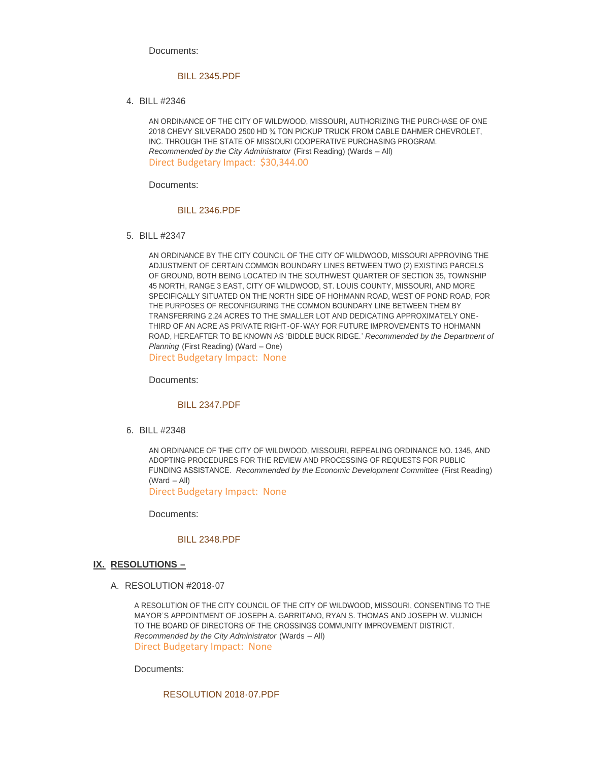Documents:

BILL 2345.PDF

4. BILL #2346

AN ORDINANCE OF THE CITY OF WILDWOOD, MISSOURI, AUTHORIZING THE PURCHASE OF ONE 2018 CHEVY SILVERADO 2500 HD ¾ TON PICKUP TRUCK FROM CABLE DAHMER CHEVROLET, INC. THROUGH THE STATE OF MISSOURI COOPERATIVE PURCHASING PROGRAM. *Recommended by the City Administrator* (First Reading) (Wards – All)
Direct Budgetary Impact: $30,344.00

Documents:

BILL 2346.PDF

5. BILL #2347

AN ORDINANCE BY THE CITY COUNCIL OF THE CITY OF WILDWOOD, MISSOURI APPROVING THE ADJUSTMENT OF CERTAIN COMMON BOUNDARY LINES BETWEEN TWO (2) EXISTING PARCELS OF GROUND, BOTH BEING LOCATED IN THE SOUTHWEST QUARTER OF SECTION 35, TOWNSHIP 45 NORTH, RANGE 3 EAST, CITY OF WILDWOOD, ST. LOUIS COUNTY, MISSOURI, AND MORE SPECIFICALLY SITUATED ON THE NORTH SIDE OF HOHMANN ROAD, WEST OF POND ROAD, FOR THE PURPOSES OF RECONFIGURING THE COMMON BOUNDARY LINE BETWEEN THEM BY TRANSFERRING 2.24 ACRES TO THE SMALLER LOT AND DEDICATING APPROXIMATELY ONE-THIRD OF AN ACRE AS PRIVATE RIGHT-OF-WAY FOR FUTURE IMPROVEMENTS TO HOHMANN ROAD, HEREAFTER TO BE KNOWN AS 'BIDDLE BUCK RIDGE.' *Recommended by the Department of Planning* (First Reading) (Ward – One)
Direct Budgetary Impact: None

Documents:

BILL 2347.PDF

6. BILL #2348

AN ORDINANCE OF THE CITY OF WILDWOOD, MISSOURI, REPEALING ORDINANCE NO. 1345, AND ADOPTING PROCEDURES FOR THE REVIEW AND PROCESSING OF REQUESTS FOR PUBLIC FUNDING ASSISTANCE. *Recommended by the Economic Development Committee* (First Reading) (Ward – All)
Direct Budgetary Impact: None

Documents:

BILL 2348.PDF

## IX. RESOLUTIONS –

A. RESOLUTION #2018-07

A RESOLUTION OF THE CITY COUNCIL OF THE CITY OF WILDWOOD, MISSOURI, CONSENTING TO THE MAYOR'S APPOINTMENT OF JOSEPH A. GARRITANO, RYAN S. THOMAS AND JOSEPH W. VUJNICH TO THE BOARD OF DIRECTORS OF THE CROSSINGS COMMUNITY IMPROVEMENT DISTRICT. *Recommended by the City Administrator* (Wards – All)
Direct Budgetary Impact: None

Documents:

RESOLUTION 2018-07.PDF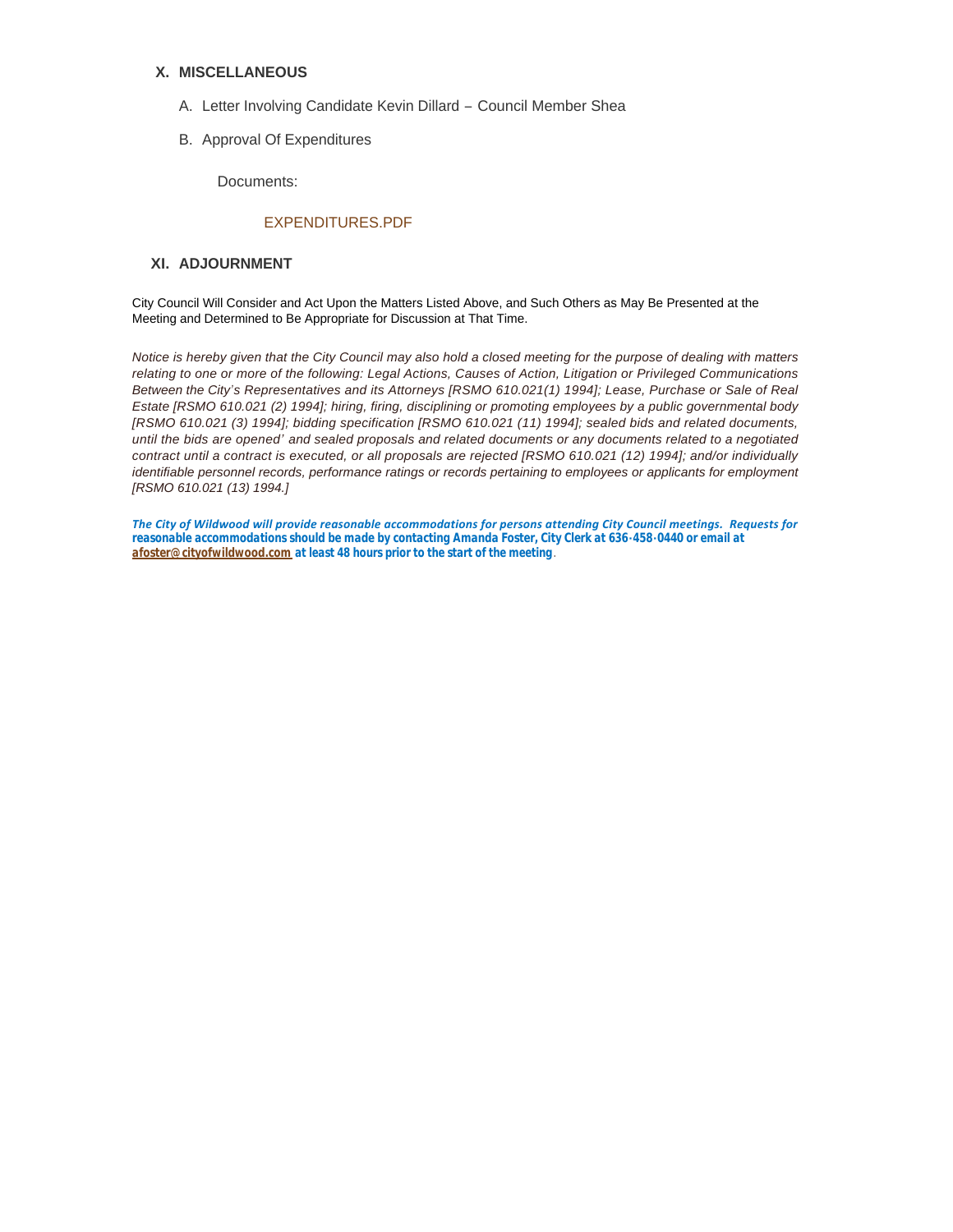## X. MISCELLANEOUS

A. Letter Involving Candidate Kevin Dillard – Council Member Shea

B. Approval Of Expenditures

Documents:

EXPENDITURES.PDF

## XI. ADJOURNMENT

City Council Will Consider and Act Upon the Matters Listed Above, and Such Others as May Be Presented at the Meeting and Determined to Be Appropriate for Discussion at That Time.

*Notice is hereby given that the City Council may also hold a closed meeting for the purpose of dealing with matters relating to one or more of the following: Legal Actions, Causes of Action, Litigation or Privileged Communications Between the City's Representatives and its Attorneys [RSMO 610.021(1) 1994]; Lease, Purchase or Sale of Real Estate [RSMO 610.021 (2) 1994]; hiring, firing, disciplining or promoting employees by a public governmental body [RSMO 610.021 (3) 1994]; bidding specification [RSMO 610.021 (11) 1994]; sealed bids and related documents, until the bids are opened' and sealed proposals and related documents or any documents related to a negotiated contract until a contract is executed, or all proposals are rejected [RSMO 610.021 (12) 1994]; and/or individually identifiable personnel records, performance ratings or records pertaining to employees or applicants for employment [RSMO 610.021 (13) 1994.]*

***The City of Wildwood will provide reasonable accommodations for persons attending City Council meetings. Requests for*** **reasonable accommodations should be made by contacting Amanda Foster, City Clerk at 636-458-0440 or email at afoster@cityofwildwood.com at least 48 hours prior to the start of the meeting**.